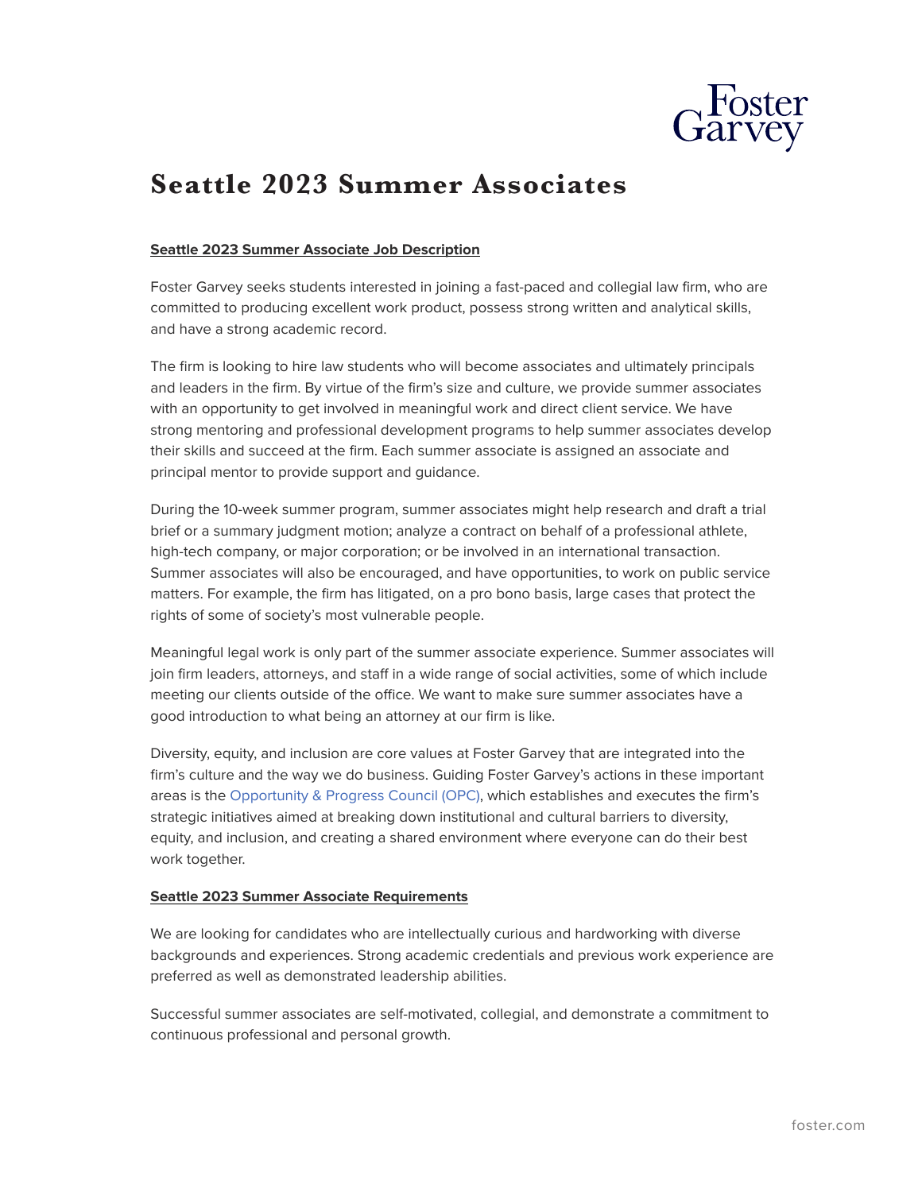# Seattle 2023 Summer Associates

**Seattle 2023 Summer Associate Job Description**

Foster Garvey seeks students interested in joining a fast-paced and collegial law firm, who are committed to producing excellent work product, possess strong written and analytical skills, and have a strong academic record.

The firm is looking to hire law students who will become associates and ultimately principals and leaders in the firm. By virtue of the firm's size and culture, we provide summer associates with an opportunity to get involved in meaningful work and direct client service. We have strong mentoring and professional development programs to help summer associates develop their skills and succeed at the firm. Each summer associate is assigned an associate and principal mentor to provide support and guidance.

During the 10-week summer program, summer associates might help research and draft a trial brief or a summary judgment motion; analyze a contract on behalf of a professional athlete, high-tech company, or major corporation; or be involved in an international transaction. Summer associates will also be encouraged, and have opportunities, to work on public service matters. For example, the firm has litigated, on a pro bono basis, large cases that protect the rights of some of society's most vulnerable people.

Meaningful legal work is only part of the summer associate experience. Summer associates will join firm leaders, attorneys, and staff in a wide range of social activities, some of which include meeting our clients outside of the office. We want to make sure summer associates have a good introduction to what being an attorney at our firm is like.

Diversity, equity, and inclusion are core values at Foster Garvey that are integrated into the firm's culture and the way we do business. Guiding Foster Garvey's actions in these important areas is the Opportunity & Progress Council (OPC), which establishes and executes the firm's strategic initiatives aimed at breaking down institutional and cultural barriers to diversity, equity, and inclusion, and creating a shared environment where everyone can do their best work together.

**Seattle 2023 Summer Associate Requirements**

We are looking for candidates who are intellectually curious and hardworking with diverse backgrounds and experiences. Strong academic credentials and previous work experience are preferred as well as demonstrated leadership abilities.

Successful summer associates are self-motivated, collegial, and demonstrate a commitment to continuous professional and personal growth.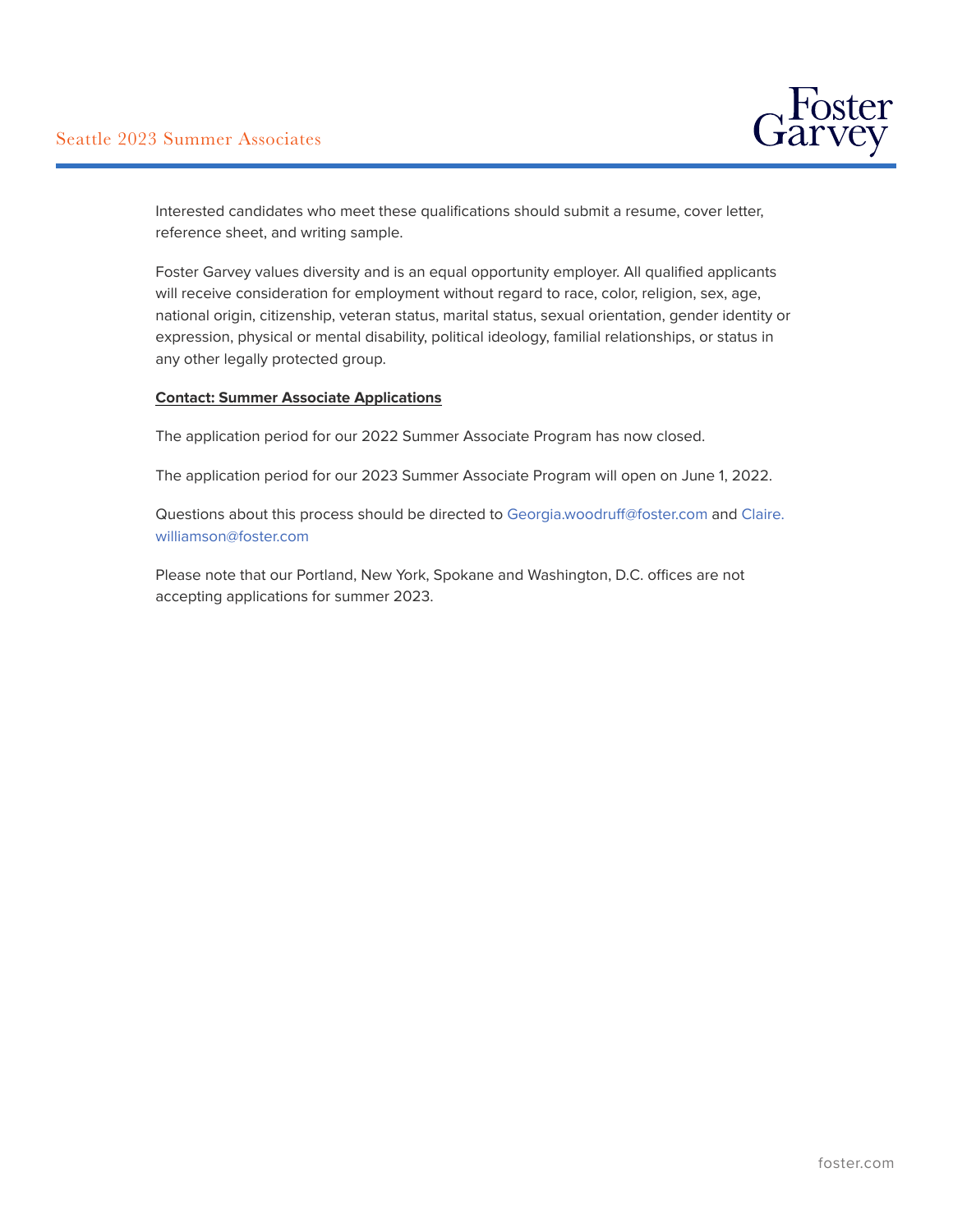Interested candidates who meet these qualifications should submit a resume, cover letter, reference sheet, and writing sample.

Foster Garvey values diversity and is an equal opportunity employer. All qualified applicants will receive consideration for employment without regard to race, color, religion, sex, age, national origin, citizenship, veteran status, marital status, sexual orientation, gender identity or expression, physical or mental disability, political ideology, familial relationships, or status in any other legally protected group.

**Contact: Summer Associate Applications**

The application period for our 2022 Summer Associate Program has now closed.

The application period for our 2023 Summer Associate Program will open on June 1, 2022.

Questions about this process should be directed to Georgia.woodruff@foster.com and Claire.williamson@foster.com

Please note that our Portland, New York, Spokane and Washington, D.C. offices are not accepting applications for summer 2023.